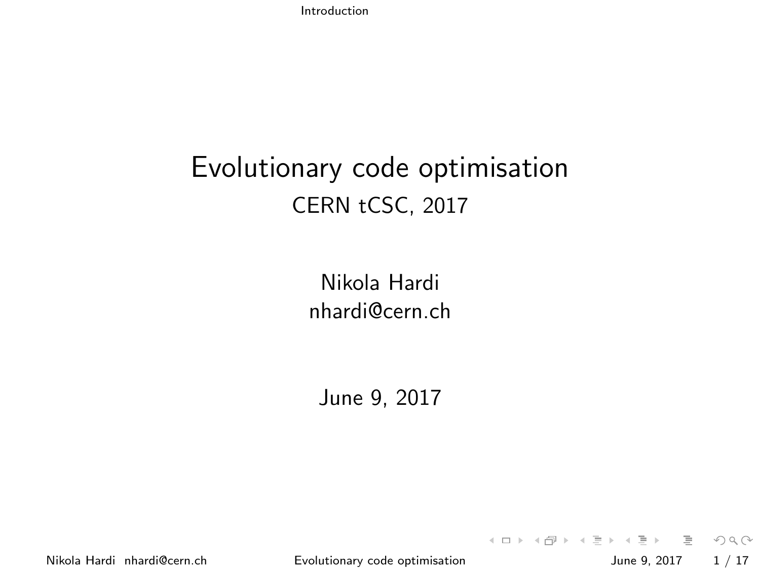# Evolutionary code optimisation

## CERN tCSC, 2017

Nikola Hardi
nhardi@cern.ch

June 9, 2017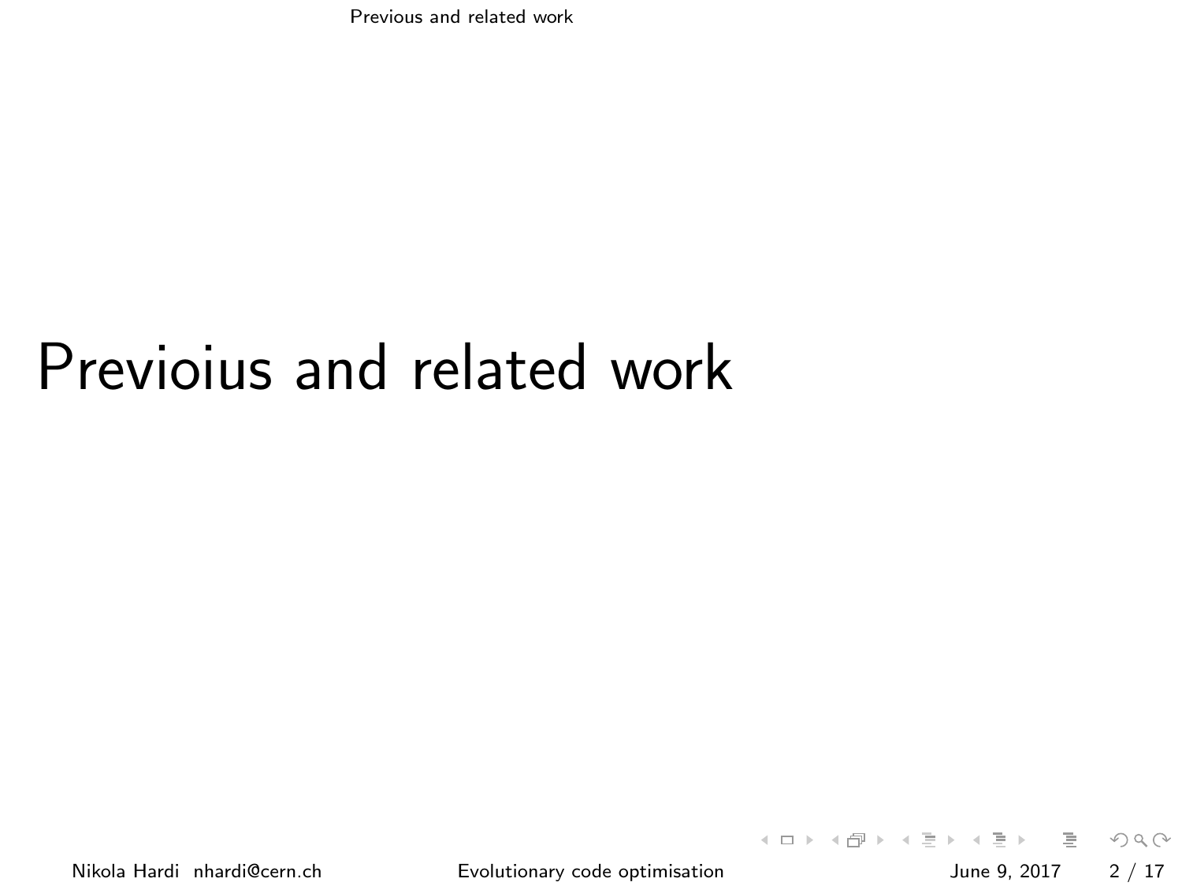# Previoius and related work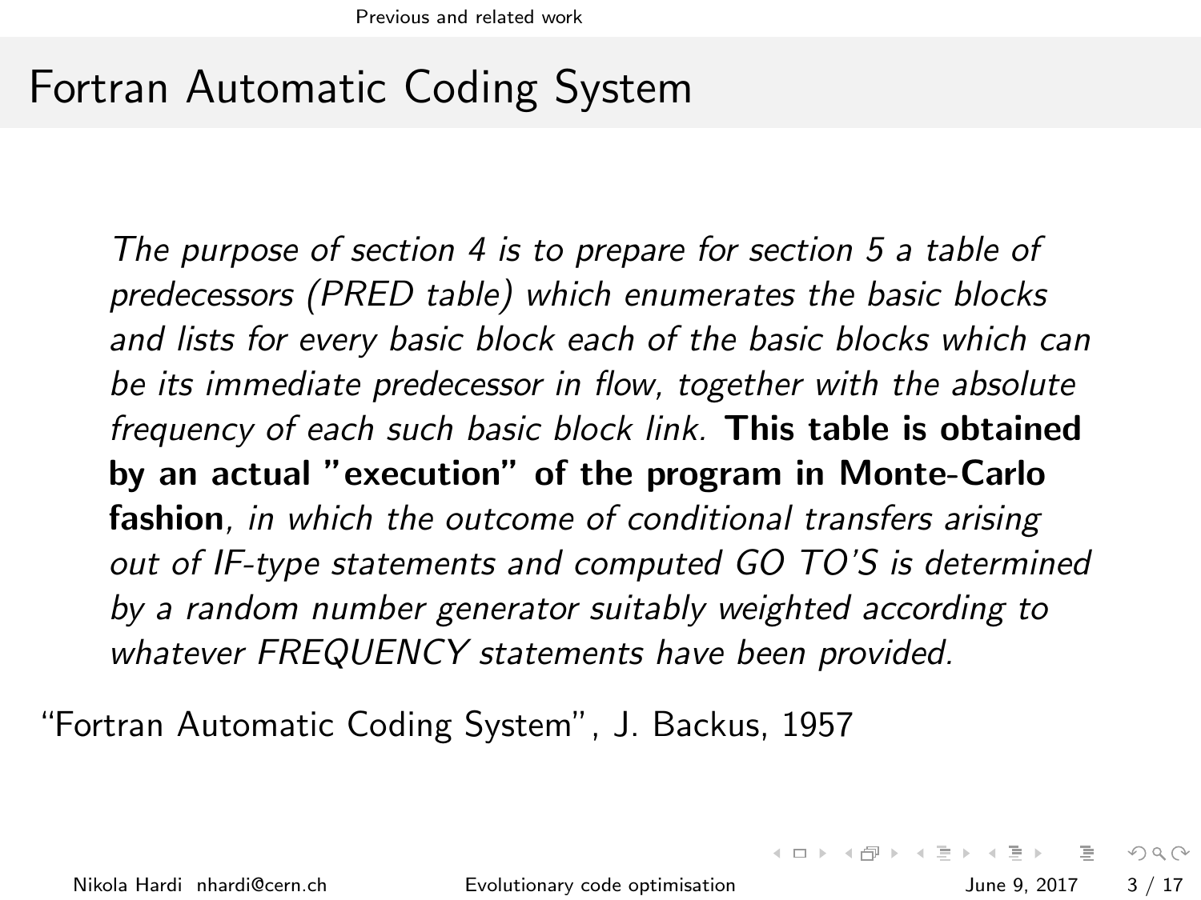# Fortran Automatic Coding System

> *The purpose of section 4 is to prepare for section 5 a table of predecessors (PRED table) which enumerates the basic blocks and lists for every basic block each of the basic blocks which can be its immediate predecessor in flow, together with the absolute frequency of each such basic block link.* **This table is obtained by an actual "execution" of the program in Monte-Carlo fashion**, *in which the outcome of conditional transfers arising out of IF-type statements and computed GO TO'S is determined by a random number generator suitably weighted according to whatever FREQUENCY statements have been provided.*

"Fortran Automatic Coding System", J. Backus, 1957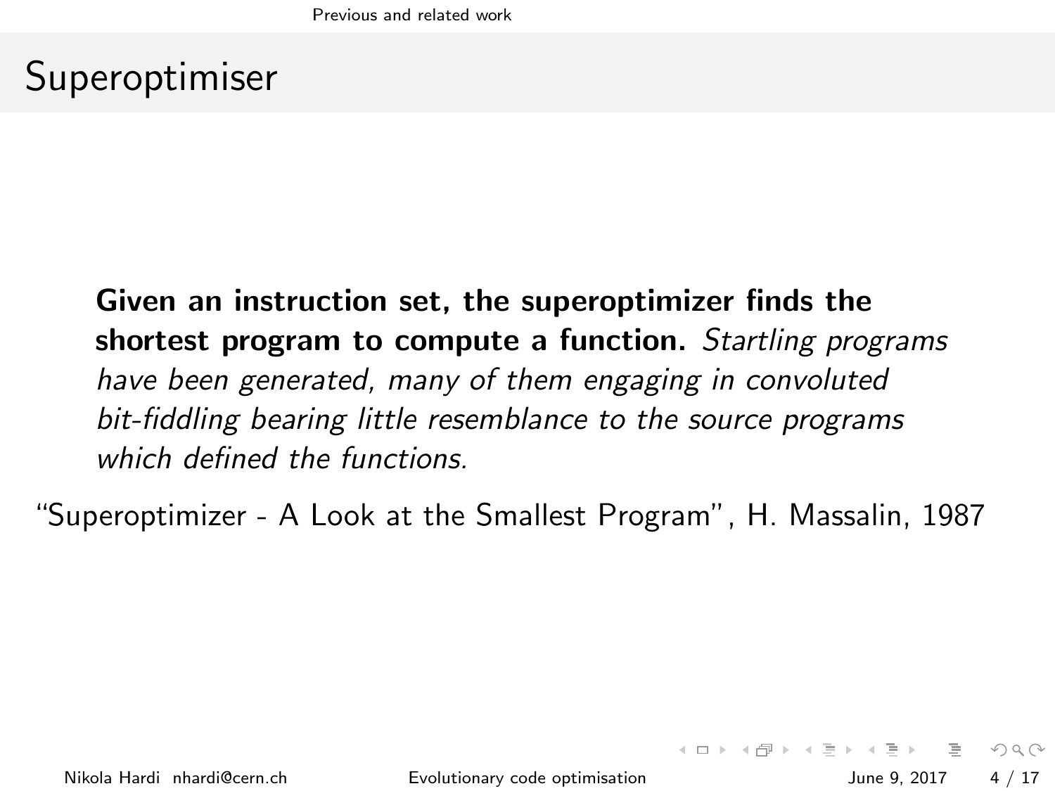# Superoptimiser

**Given an instruction set, the superoptimizer finds the shortest program to compute a function.** *Startling programs have been generated, many of them engaging in convoluted bit-fiddling bearing little resemblance to the source programs which defined the functions.*

"Superoptimizer - A Look at the Smallest Program", H. Massalin, 1987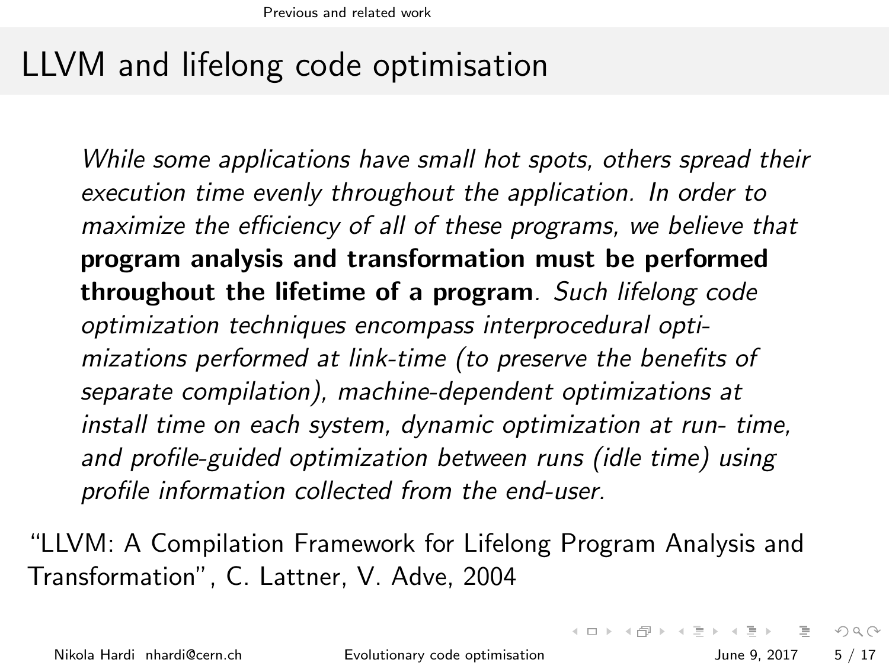# LLVM and lifelong code optimisation

> *While some applications have small hot spots, others spread their execution time evenly throughout the application. In order to maximize the efficiency of all of these programs, we believe that* **program analysis and transformation must be performed throughout the lifetime of a program***. Such lifelong code optimization techniques encompass interprocedural optimizations performed at link-time (to preserve the benefits of separate compilation), machine-dependent optimizations at install time on each system, dynamic optimization at run- time, and profile-guided optimization between runs (idle time) using profile information collected from the end-user.*

"LLVM: A Compilation Framework for Lifelong Program Analysis and Transformation", C. Lattner, V. Adve, 2004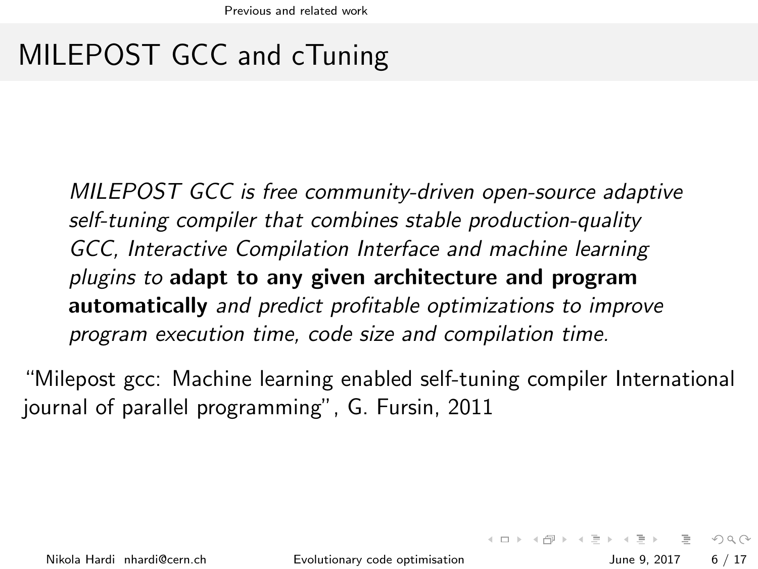# MILEPOST GCC and cTuning

> *MILEPOST GCC is free community-driven open-source adaptive self-tuning compiler that combines stable production-quality GCC, Interactive Compilation Interface and machine learning plugins to* **adapt to any given architecture and program automatically** *and predict profitable optimizations to improve program execution time, code size and compilation time.*

"Milepost gcc: Machine learning enabled self-tuning compiler International journal of parallel programming", G. Fursin, 2011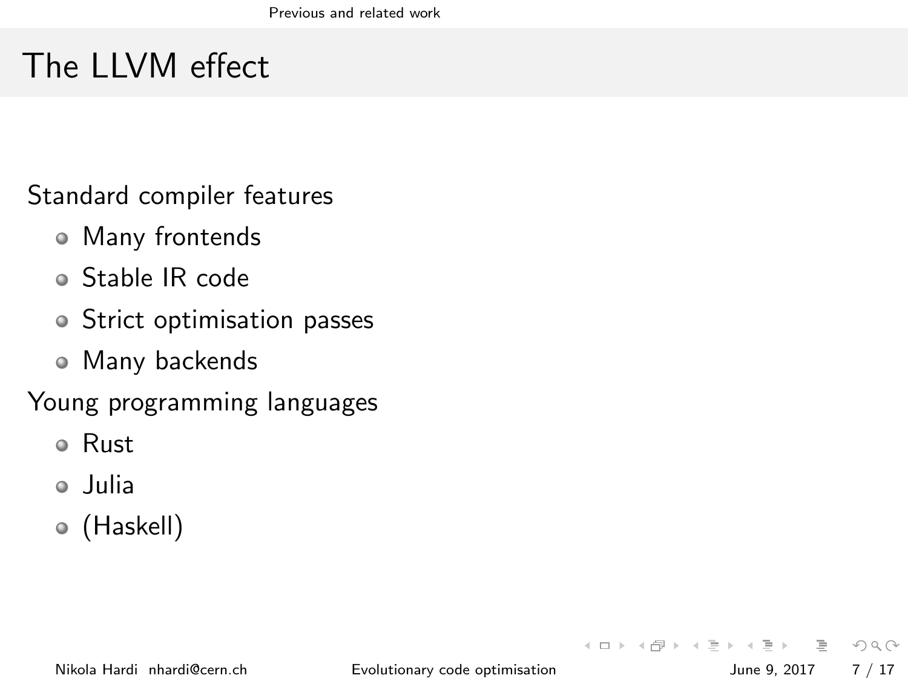# The LLVM effect

Standard compiler features

- Many frontends
- Stable IR code
- Strict optimisation passes
- Many backends

Young programming languages

- Rust
- Julia
- (Haskell)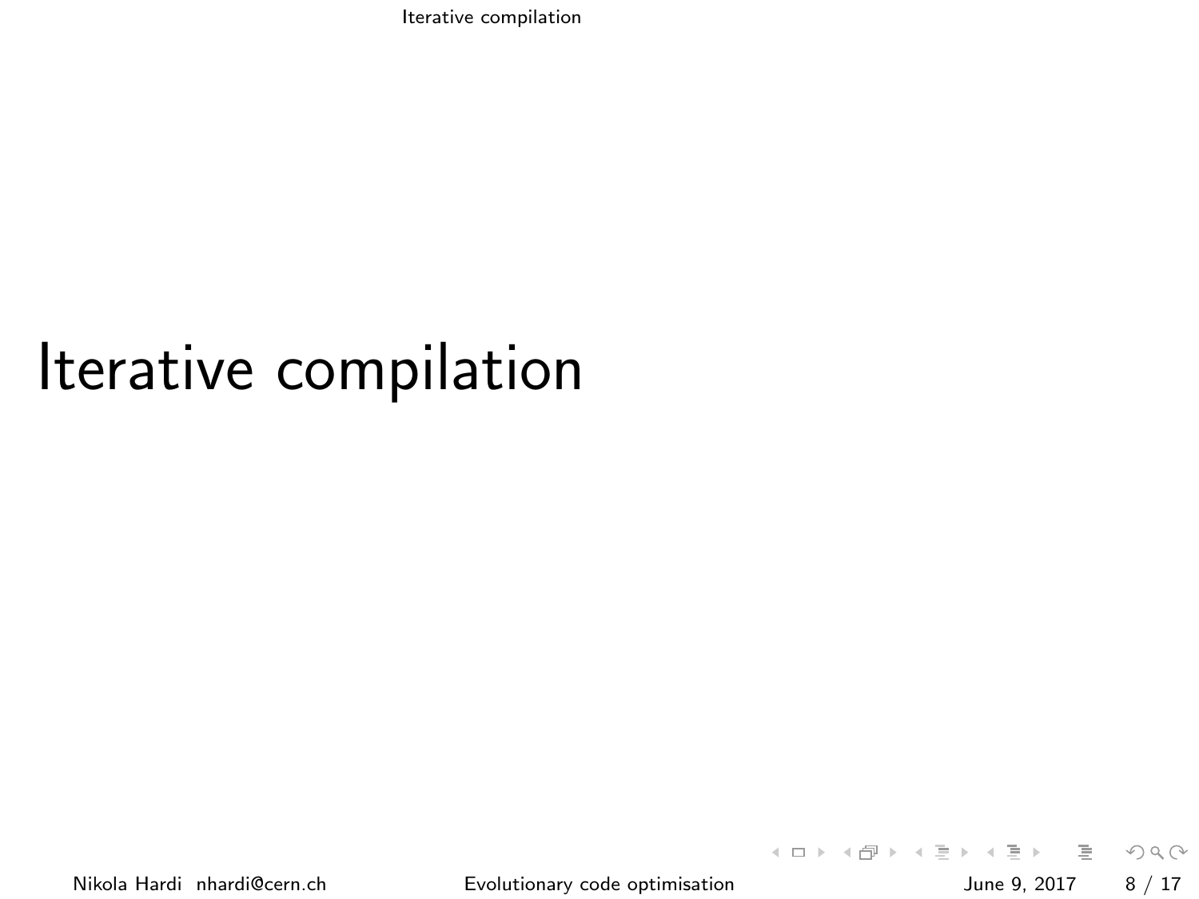# Iterative compilation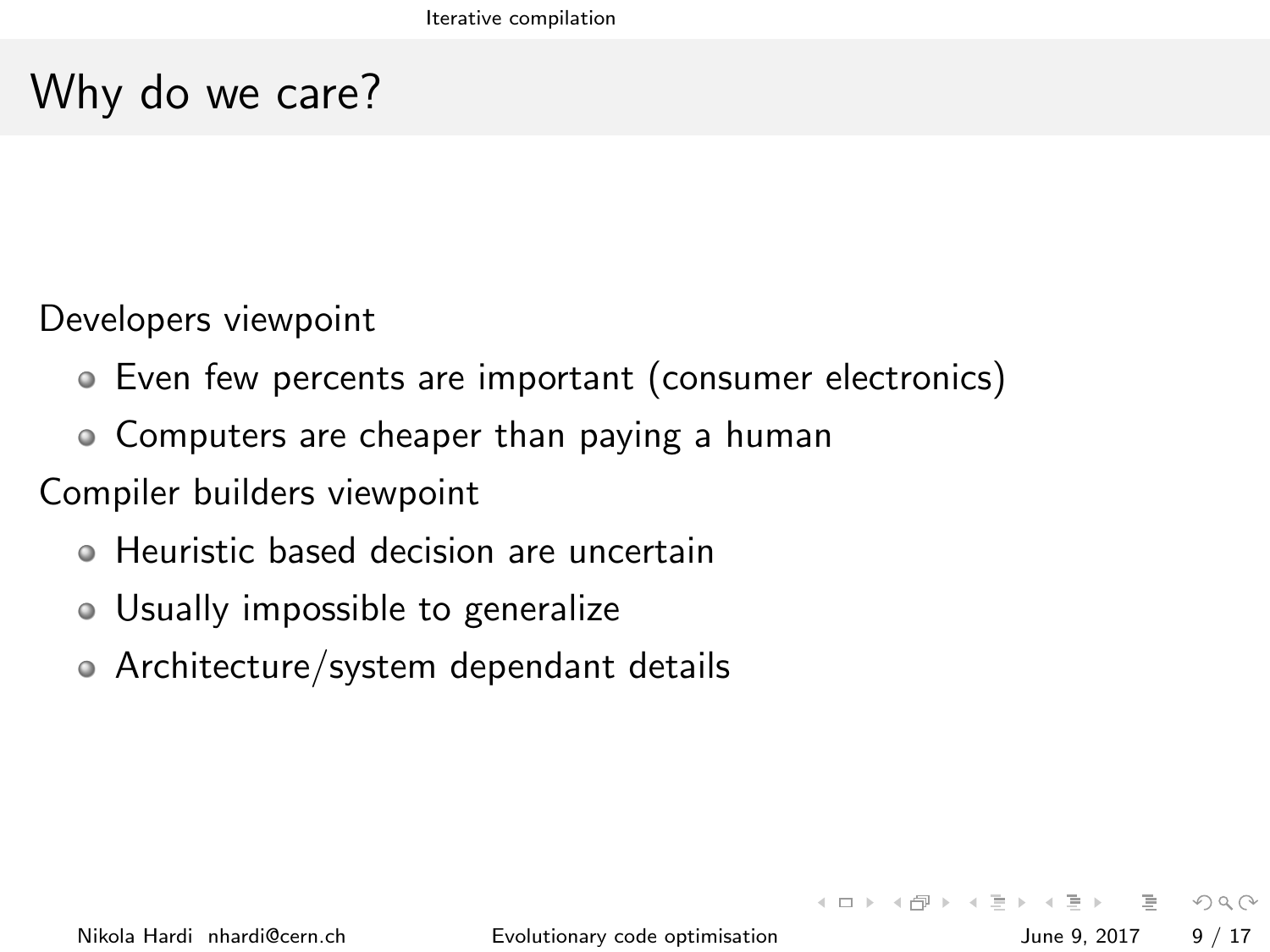# Why do we care?

Developers viewpoint

- Even few percents are important (consumer electronics)
- Computers are cheaper than paying a human

Compiler builders viewpoint

- Heuristic based decision are uncertain
- Usually impossible to generalize
- Architecture/system dependant details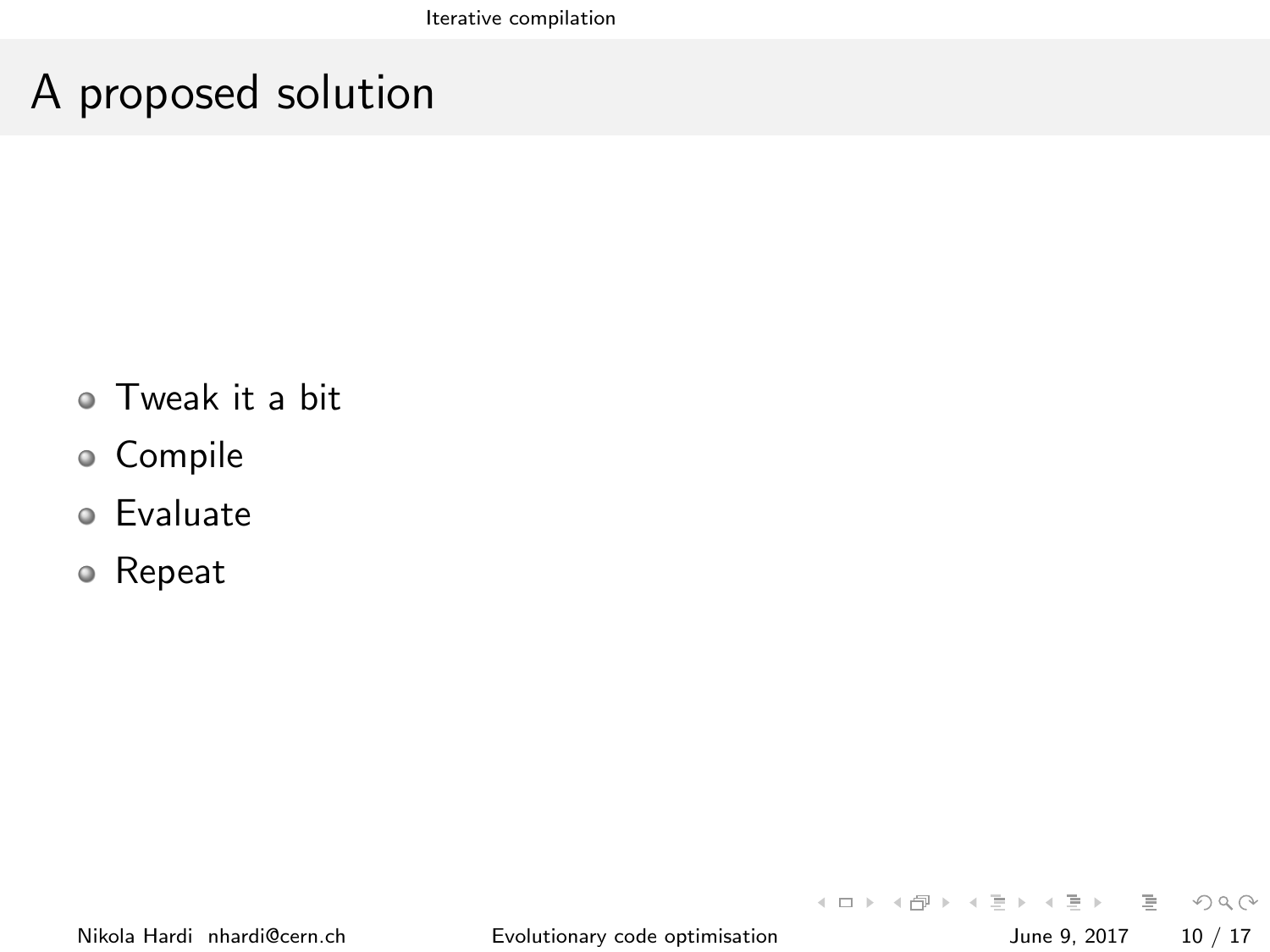# A proposed solution

- Tweak it a bit
- Compile
- Evaluate
- Repeat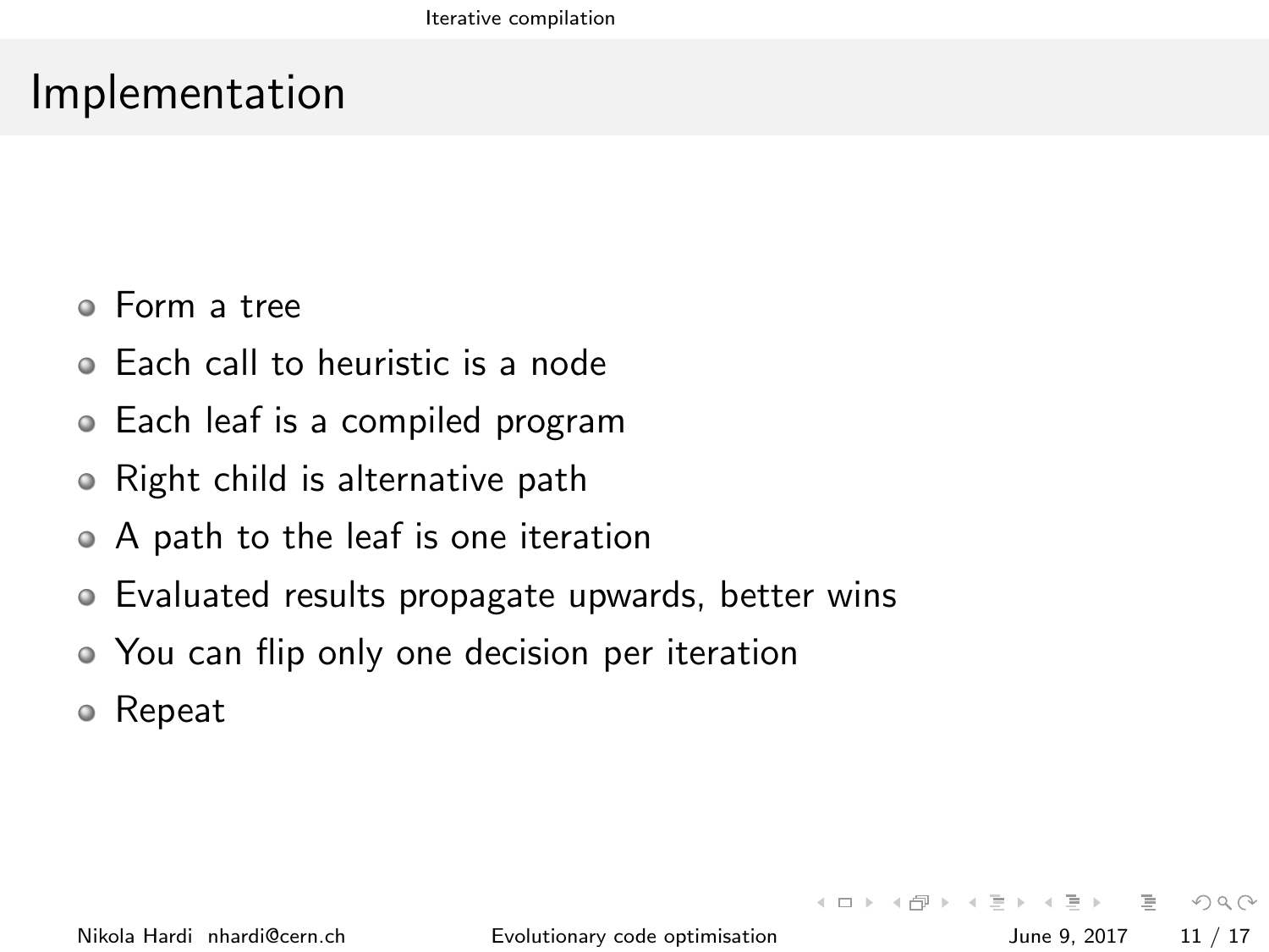# Implementation

- Form a tree
- Each call to heuristic is a node
- Each leaf is a compiled program
- Right child is alternative path
- A path to the leaf is one iteration
- Evaluated results propagate upwards, better wins
- You can flip only one decision per iteration
- Repeat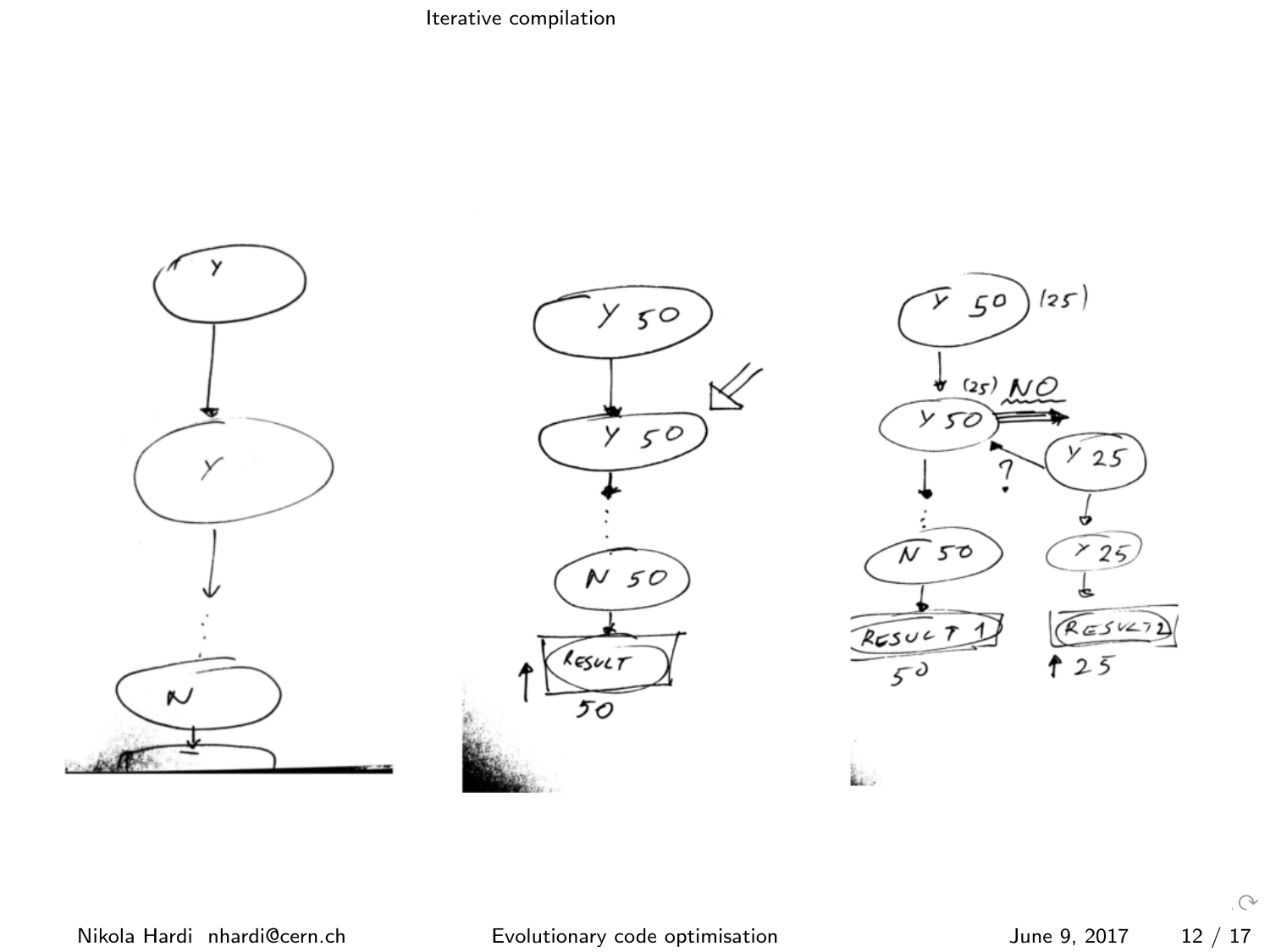# Iterative compilation

Y

Y

N

Y 50

Y 50

N 50

RESULT

50

Y 50 (25)

(25) NO

Y 50

Y 25

?

N 50

Y 25

RESULT 1

RESULT 2

50

25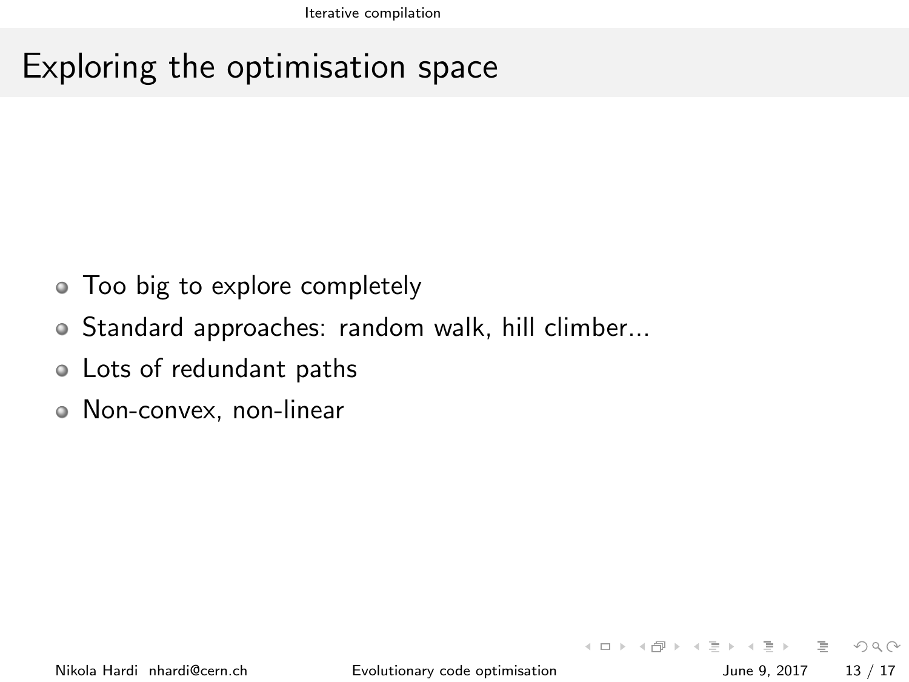# Exploring the optimisation space

- Too big to explore completely
- Standard approaches: random walk, hill climber...
- Lots of redundant paths
- Non-convex, non-linear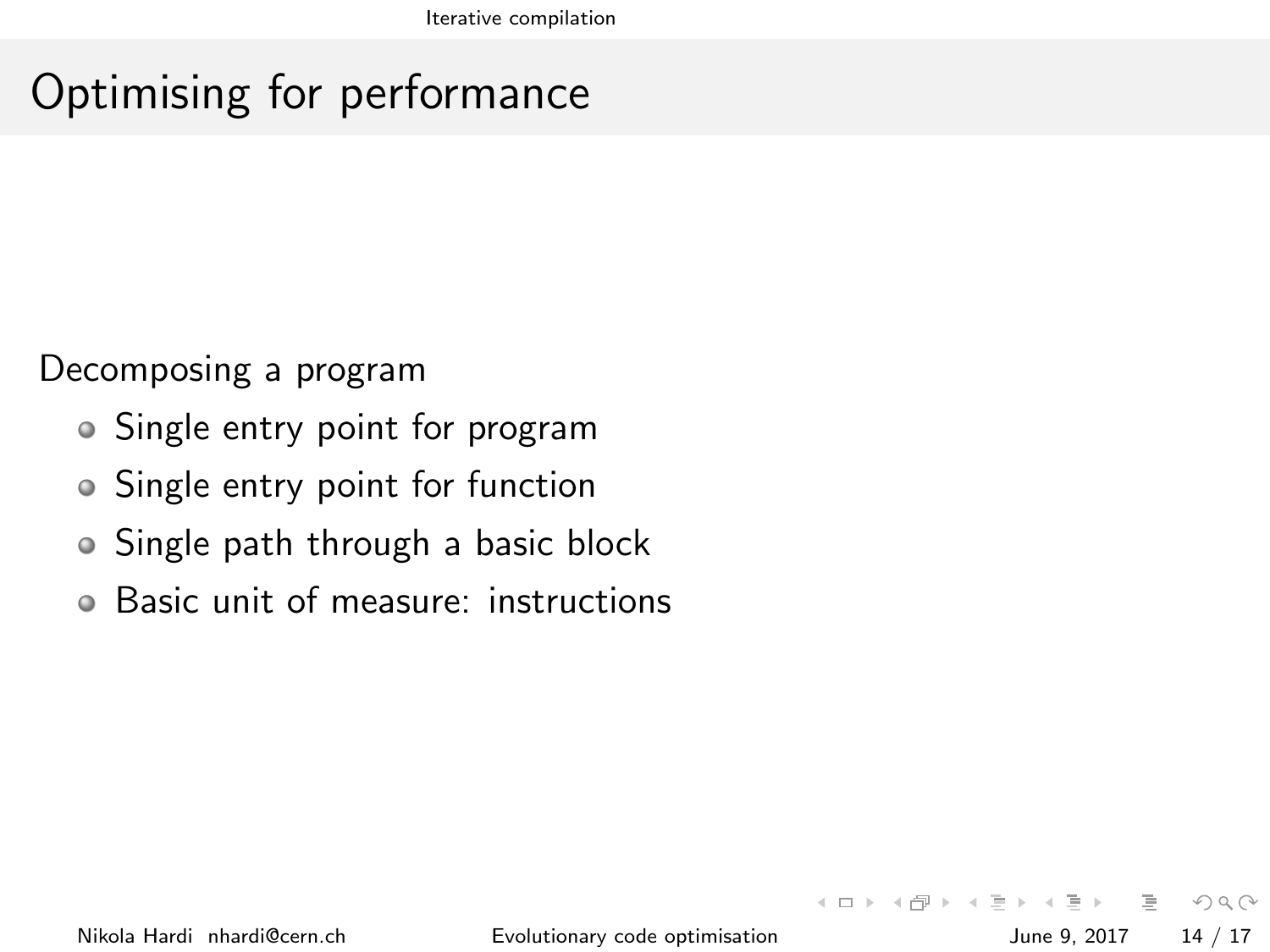# Optimising for performance

Decomposing a program

- Single entry point for program
- Single entry point for function
- Single path through a basic block
- Basic unit of measure: instructions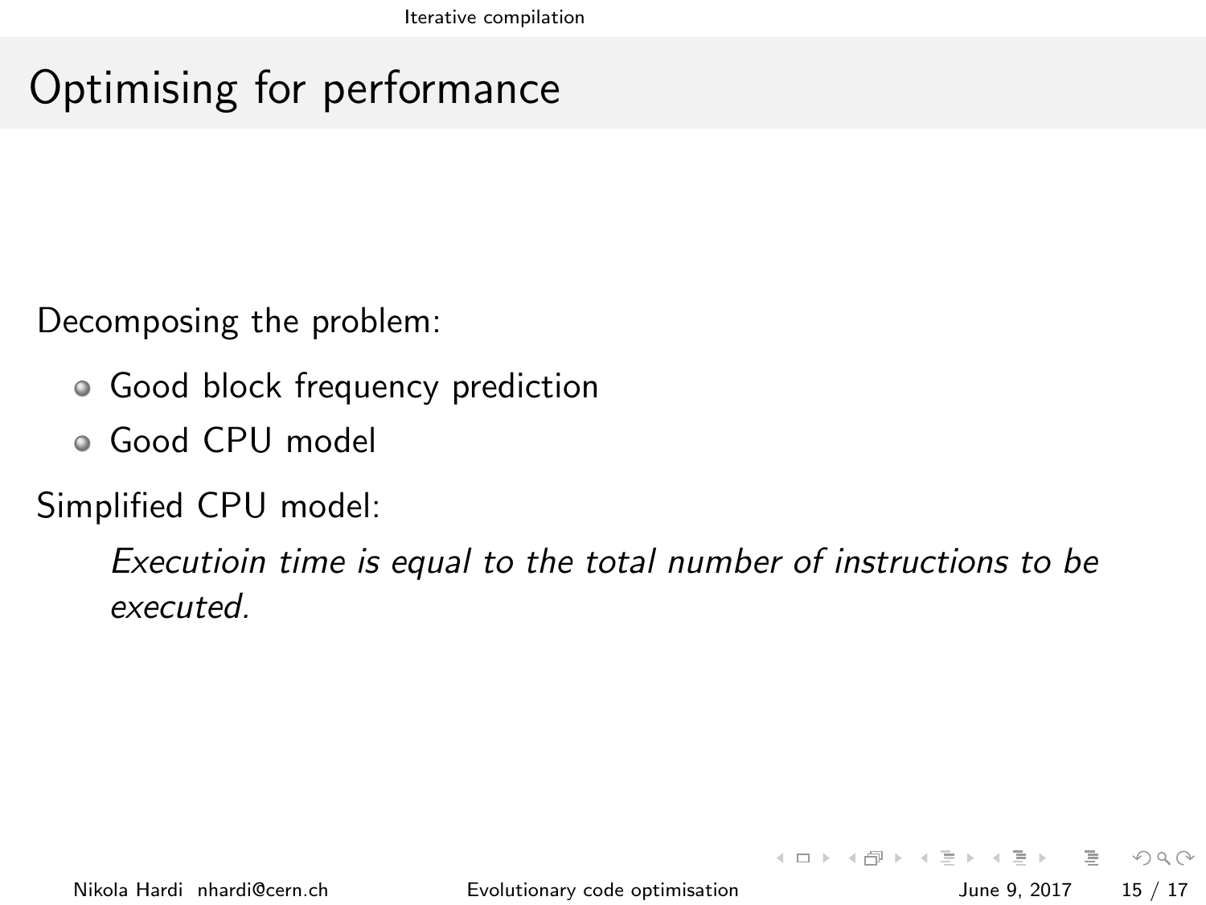# Optimising for performance

Decomposing the problem:

- Good block frequency prediction
- Good CPU model

Simplified CPU model:

> *Executioin time is equal to the total number of instructions to be executed.*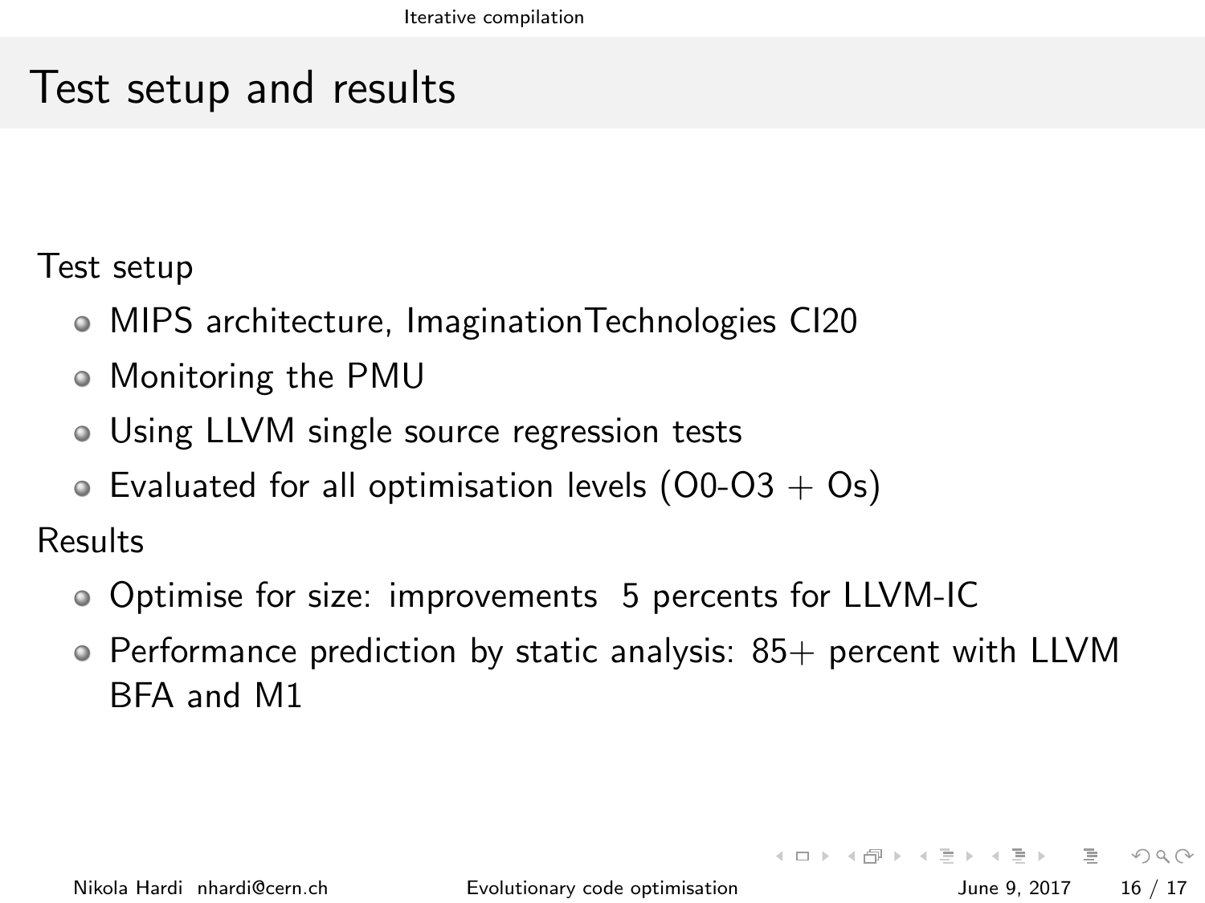# Test setup and results

Test setup

- MIPS architecture, ImaginationTechnologies CI20
- Monitoring the PMU
- Using LLVM single source regression tests
- Evaluated for all optimisation levels (O0-O3 + Os)

Results

- Optimise for size: improvements  5 percents for LLVM-IC
- Performance prediction by static analysis: 85+ percent with LLVM BFA and M1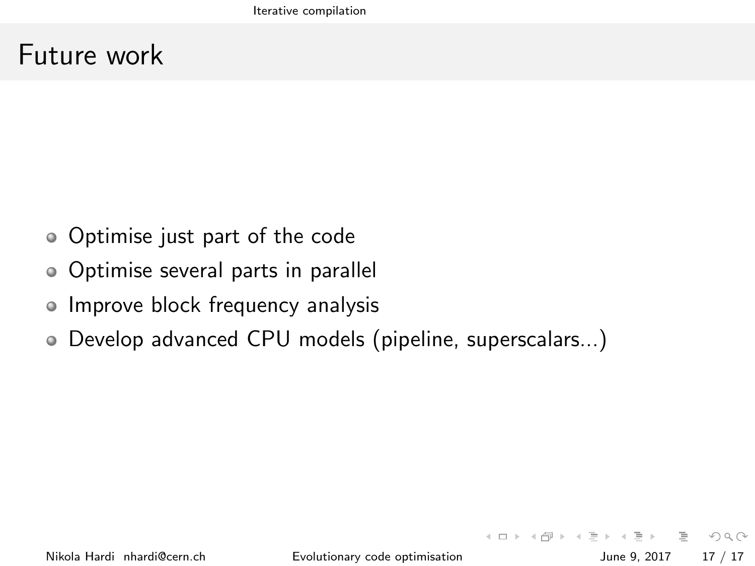# Future work

- Optimise just part of the code
- Optimise several parts in parallel
- Improve block frequency analysis
- Develop advanced CPU models (pipeline, superscalars...)